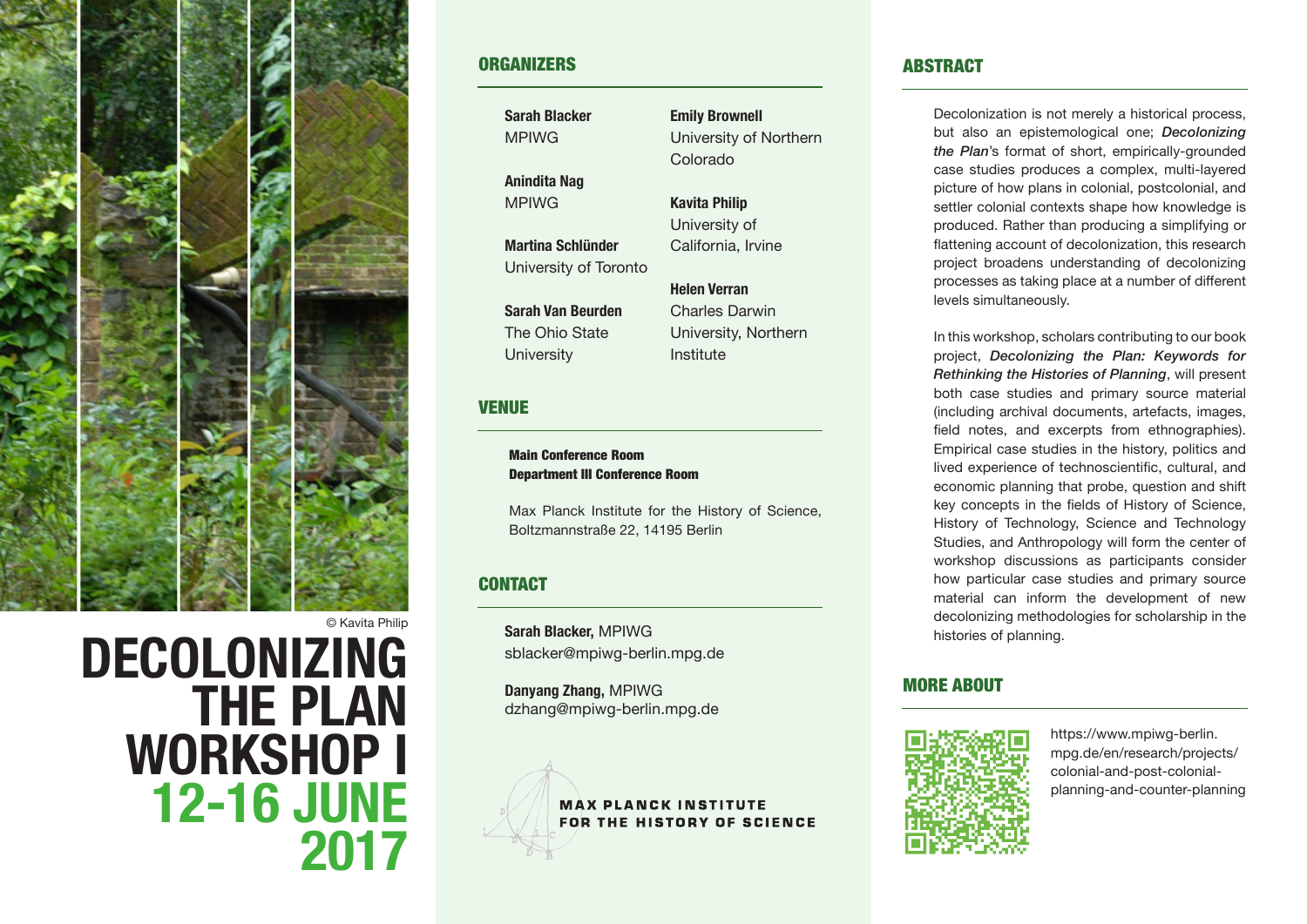© Kavita Philip

# DECOLONIZING THE PLAN WORKSHOP I 12-16 JUNE 2017

## ORGANIZERS

**Sarah Blacker**
MPIWG

**Anindita Nag**
MPIWG

**Martina Schlünder**
University of Toronto

**Sarah Van Beurden**
The Ohio State University

**Emily Brownell**
University of Northern Colorado

**Kavita Philip**
University of California, Irvine

**Helen Verran**
Charles Darwin University, Northern Institute

## VENUE

**Main Conference Room**
**Department III Conference Room**

Max Planck Institute for the History of Science, Boltzmannstraße 22, 14195 Berlin

## CONTACT

**Sarah Blacker,** MPIWG
sblacker@mpiwg-berlin.mpg.de

**Danyang Zhang,** MPIWG
dzhang@mpiwg-berlin.mpg.de

MAX PLANCK INSTITUTE FOR THE HISTORY OF SCIENCE

## ABSTRACT

Decolonization is not merely a historical process, but also an epistemological one; ***Decolonizing the Plan***'s format of short, empirically-grounded case studies produces a complex, multi-layered picture of how plans in colonial, postcolonial, and settler colonial contexts shape how knowledge is produced. Rather than producing a simplifying or flattening account of decolonization, this research project broadens understanding of decolonizing processes as taking place at a number of different levels simultaneously.

In this workshop, scholars contributing to our book project, ***Decolonizing the Plan: Keywords for Rethinking the Histories of Planning***, will present both case studies and primary source material (including archival documents, artefacts, images, field notes, and excerpts from ethnographies). Empirical case studies in the history, politics and lived experience of technoscientific, cultural, and economic planning that probe, question and shift key concepts in the fields of History of Science, History of Technology, Science and Technology Studies, and Anthropology will form the center of workshop discussions as participants consider how particular case studies and primary source material can inform the development of new decolonizing methodologies for scholarship in the histories of planning.

## MORE ABOUT

https://www.mpiwg-berlin.mpg.de/en/research/projects/colonial-and-post-colonial-planning-and-counter-planning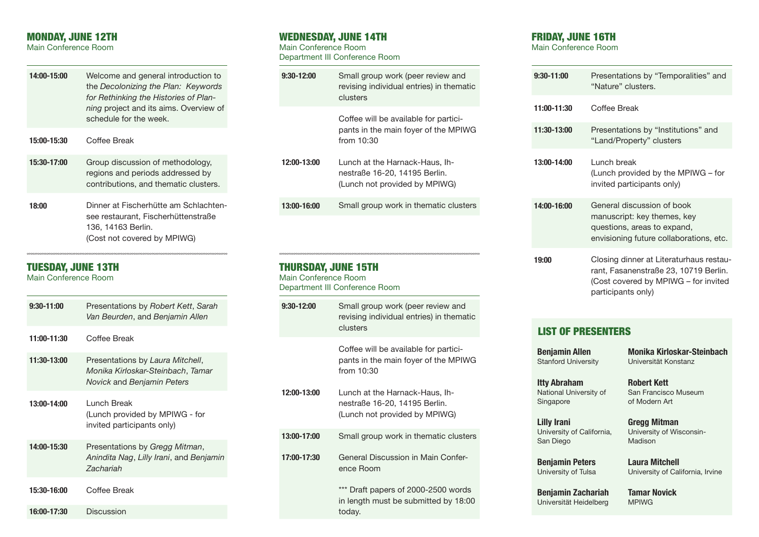## MONDAY, JUNE 12TH

Main Conference Room

| | |
|---|---|
| 14:00-15:00 | Welcome and general introduction to the *Decolonizing the Plan: Keywords for Rethinking the Histories of Planning* project and its aims. Overview of schedule for the week. |
| 15:00-15:30 | Coffee Break |
| 15:30-17:00 | Group discussion of methodology, regions and periods addressed by contributions, and thematic clusters. |
| 18:00 | Dinner at Fischerhütte am Schlachtensee restaurant, Fischerhüttenstraße 136, 14163 Berlin. (Cost not covered by MPIWG) |

## TUESDAY, JUNE 13TH

Main Conference Room

| | |
|---|---|
| 9:30-11:00 | Presentations by *Robert Kett*, *Sarah Van Beurden*, and *Benjamin Allen* |
| 11:00-11:30 | Coffee Break |
| 11:30-13:00 | Presentations by *Laura Mitchell*, *Monika Kirloskar-Steinbach*, *Tamar Novick* and *Benjamin Peters* |
| 13:00-14:00 | Lunch Break (Lunch provided by MPIWG - for invited participants only) |
| 14:00-15:30 | Presentations by *Gregg Mitman*, *Anindita Nag*, *Lilly Irani*, and *Benjamin Zachariah* |
| 15:30-16:00 | Coffee Break |
| 16:00-17:30 | Discussion |

## WEDNESDAY, JUNE 14TH

Main Conference Room
Department III Conference Room

| | |
|---|---|
| 9:30-12:00 | Small group work (peer review and revising individual entries) in thematic clusters |
| | Coffee will be available for participants in the main foyer of the MPIWG from 10:30 |
| 12:00-13:00 | Lunch at the Harnack-Haus, Ihnestraße 16-20, 14195 Berlin. (Lunch not provided by MPIWG) |
| 13:00-16:00 | Small group work in thematic clusters |

## THURSDAY, JUNE 15TH

Main Conference Room
Department III Conference Room

| | |
|---|---|
| 9:30-12:00 | Small group work (peer review and revising individual entries) in thematic clusters |
| | Coffee will be available for participants in the main foyer of the MPIWG from 10:30 |
| 12:00-13:00 | Lunch at the Harnack-Haus, Ihnestraße 16-20, 14195 Berlin. (Lunch not provided by MPIWG) |
| 13:00-17:00 | Small group work in thematic clusters |
| 17:00-17:30 | General Discussion in Main Conference Room |
| | *** Draft papers of 2000-2500 words in length must be submitted by 18:00 today. |

## FRIDAY, JUNE 16TH

Main Conference Room

| | |
|---|---|
| 9:30-11:00 | Presentations by "Temporalities" and "Nature" clusters. |
| 11:00-11:30 | Coffee Break |
| 11:30-13:00 | Presentations by "Institutions" and "Land/Property" clusters |
| 13:00-14:00 | Lunch break (Lunch provided by the MPIWG – for invited participants only) |
| 14:00-16:00 | General discussion of book manuscript: key themes, key questions, areas to expand, envisioning future collaborations, etc. |
| 19:00 | Closing dinner at Literaturhaus restaurant, Fasanenstraße 23, 10719 Berlin. (Cost covered by MPIWG – for invited participants only) |

## LIST OF PRESENTERS

**Benjamin Allen**
Stanford University

**Itty Abraham**
National University of Singapore

**Lilly Irani**
University of California, San Diego

**Benjamin Peters**
University of Tulsa

**Benjamin Zachariah**
Universität Heidelberg

**Monika Kirloskar-Steinbach**
Universität Konstanz

**Robert Kett**
San Francisco Museum of Modern Art

**Gregg Mitman**
University of Wisconsin-Madison

**Laura Mitchell**
University of California, Irvine

**Tamar Novick**
MPIWG